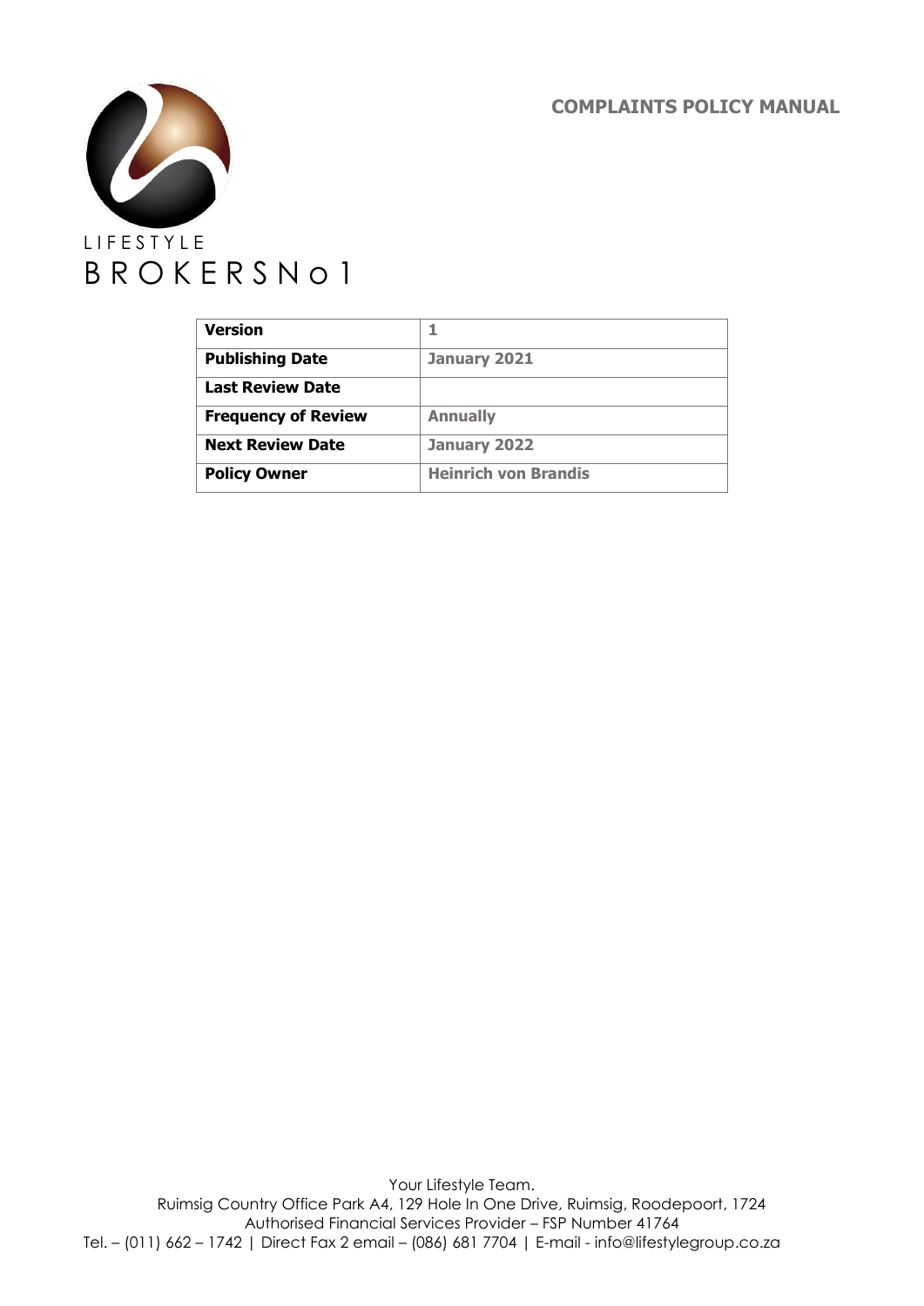# COMPLAINTS POLICY MANUAL

LIFESTYLE
BROKERSNo1

| **Version** | 1 |
|---|---|
| **Publishing Date** | January 2021 |
| **Last Review Date** | |
| **Frequency of Review** | Annually |
| **Next Review Date** | January 2022 |
| **Policy Owner** | Heinrich von Brandis |

Your Lifestyle Team.
Ruimsig Country Office Park A4, 129 Hole In One Drive, Ruimsig, Roodepoort, 1724
Authorised Financial Services Provider – FSP Number 41764
Tel. – (011) 662 – 1742 | Direct Fax 2 email – (086) 681 7704 | E-mail - info@lifestylegroup.co.za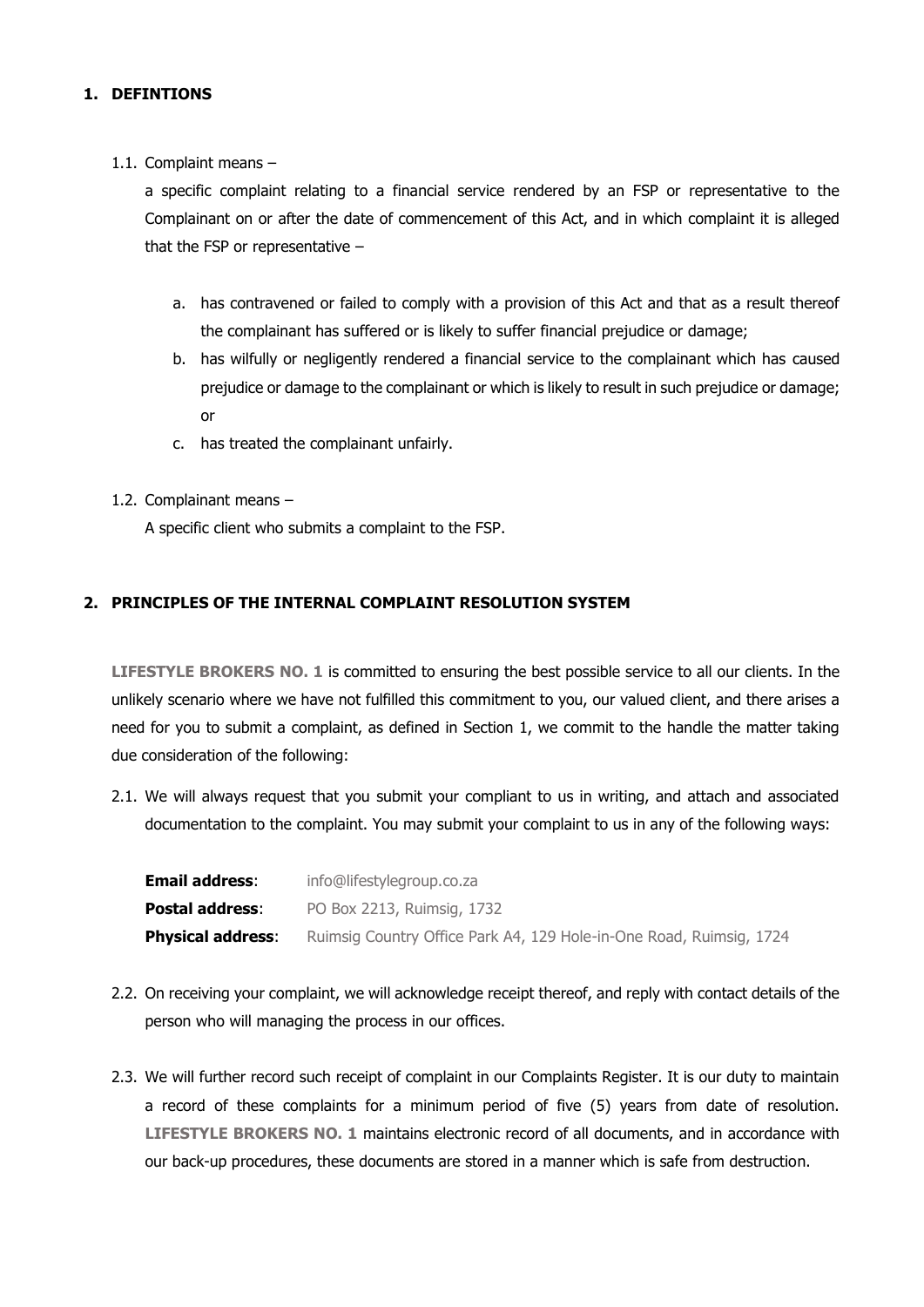## 1. DEFINTIONS

1.1. Complaint means –

a specific complaint relating to a financial service rendered by an FSP or representative to the Complainant on or after the date of commencement of this Act, and in which complaint it is alleged that the FSP or representative –

a. has contravened or failed to comply with a provision of this Act and that as a result thereof the complainant has suffered or is likely to suffer financial prejudice or damage;
b. has wilfully or negligently rendered a financial service to the complainant which has caused prejudice or damage to the complainant or which is likely to result in such prejudice or damage; or
c. has treated the complainant unfairly.

1.2. Complainant means –

A specific client who submits a complaint to the FSP.

## 2. PRINCIPLES OF THE INTERNAL COMPLAINT RESOLUTION SYSTEM

**LIFESTYLE BROKERS NO. 1** is committed to ensuring the best possible service to all our clients. In the unlikely scenario where we have not fulfilled this commitment to you, our valued client, and there arises a need for you to submit a complaint, as defined in Section 1, we commit to the handle the matter taking due consideration of the following:

2.1. We will always request that you submit your compliant to us in writing, and attach and associated documentation to the complaint. You may submit your complaint to us in any of the following ways:

| | |
|---|---|
| **Email address**: | info@lifestylegroup.co.za |
| **Postal address**: | PO Box 2213, Ruimsig, 1732 |
| **Physical address**: | Ruimsig Country Office Park A4, 129 Hole-in-One Road, Ruimsig, 1724 |

2.2. On receiving your complaint, we will acknowledge receipt thereof, and reply with contact details of the person who will managing the process in our offices.

2.3. We will further record such receipt of complaint in our Complaints Register. It is our duty to maintain a record of these complaints for a minimum period of five (5) years from date of resolution. **LIFESTYLE BROKERS NO. 1** maintains electronic record of all documents, and in accordance with our back-up procedures, these documents are stored in a manner which is safe from destruction.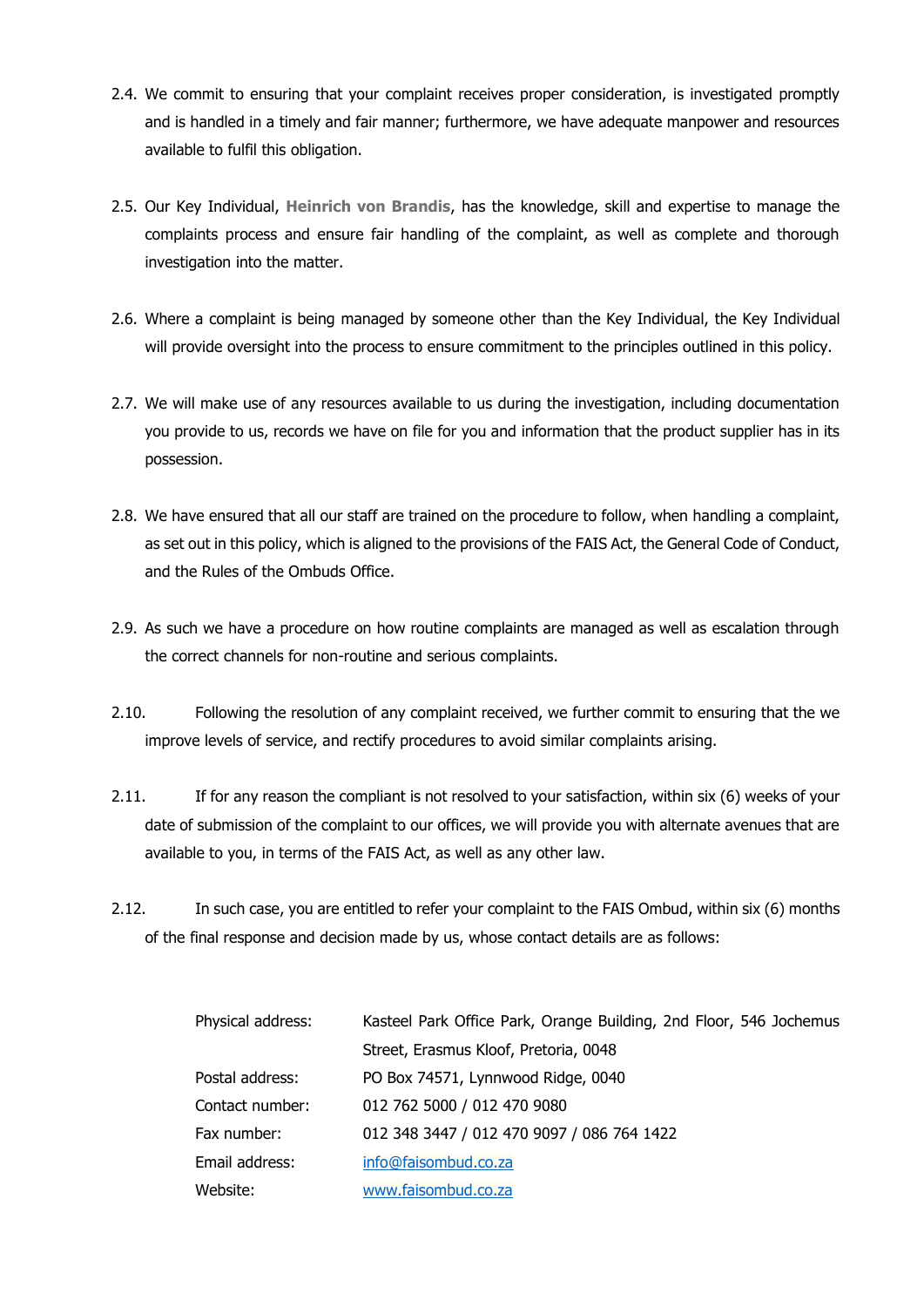2.4. We commit to ensuring that your complaint receives proper consideration, is investigated promptly and is handled in a timely and fair manner; furthermore, we have adequate manpower and resources available to fulfil this obligation.

2.5. Our Key Individual, **Heinrich von Brandis**, has the knowledge, skill and expertise to manage the complaints process and ensure fair handling of the complaint, as well as complete and thorough investigation into the matter.

2.6. Where a complaint is being managed by someone other than the Key Individual, the Key Individual will provide oversight into the process to ensure commitment to the principles outlined in this policy.

2.7. We will make use of any resources available to us during the investigation, including documentation you provide to us, records we have on file for you and information that the product supplier has in its possession.

2.8. We have ensured that all our staff are trained on the procedure to follow, when handling a complaint, as set out in this policy, which is aligned to the provisions of the FAIS Act, the General Code of Conduct, and the Rules of the Ombuds Office.

2.9. As such we have a procedure on how routine complaints are managed as well as escalation through the correct channels for non-routine and serious complaints.

2.10. Following the resolution of any complaint received, we further commit to ensuring that the we improve levels of service, and rectify procedures to avoid similar complaints arising.

2.11. If for any reason the compliant is not resolved to your satisfaction, within six (6) weeks of your date of submission of the complaint to our offices, we will provide you with alternate avenues that are available to you, in terms of the FAIS Act, as well as any other law.

2.12. In such case, you are entitled to refer your complaint to the FAIS Ombud, within six (6) months of the final response and decision made by us, whose contact details are as follows:

| | |
|---|---|
| Physical address: | Kasteel Park Office Park, Orange Building, 2nd Floor, 546 Jochemus Street, Erasmus Kloof, Pretoria, 0048 |
| Postal address: | PO Box 74571, Lynnwood Ridge, 0040 |
| Contact number: | 012 762 5000 / 012 470 9080 |
| Fax number: | 012 348 3447 / 012 470 9097 / 086 764 1422 |
| Email address: | info@faisombud.co.za |
| Website: | www.faisombud.co.za |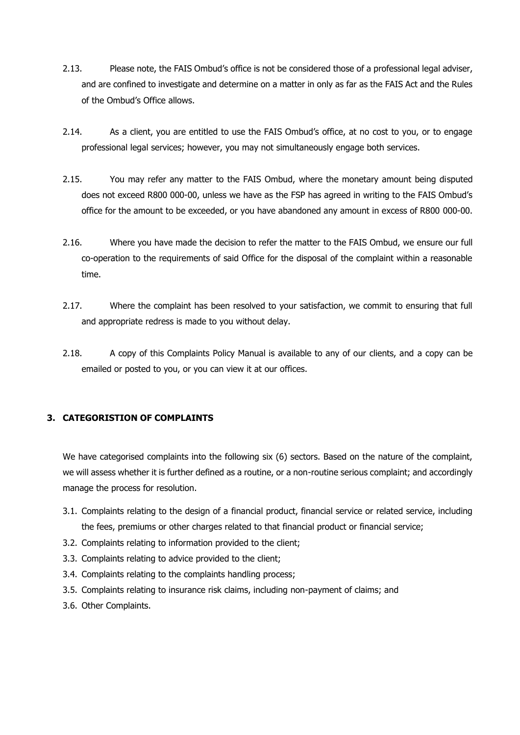2.13. Please note, the FAIS Ombud's office is not be considered those of a professional legal adviser, and are confined to investigate and determine on a matter in only as far as the FAIS Act and the Rules of the Ombud's Office allows.

2.14. As a client, you are entitled to use the FAIS Ombud's office, at no cost to you, or to engage professional legal services; however, you may not simultaneously engage both services.

2.15. You may refer any matter to the FAIS Ombud, where the monetary amount being disputed does not exceed R800 000-00, unless we have as the FSP has agreed in writing to the FAIS Ombud's office for the amount to be exceeded, or you have abandoned any amount in excess of R800 000-00.

2.16. Where you have made the decision to refer the matter to the FAIS Ombud, we ensure our full co-operation to the requirements of said Office for the disposal of the complaint within a reasonable time.

2.17. Where the complaint has been resolved to your satisfaction, we commit to ensuring that full and appropriate redress is made to you without delay.

2.18. A copy of this Complaints Policy Manual is available to any of our clients, and a copy can be emailed or posted to you, or you can view it at our offices.

## 3. CATEGORISTION OF COMPLAINTS

We have categorised complaints into the following six (6) sectors. Based on the nature of the complaint, we will assess whether it is further defined as a routine, or a non-routine serious complaint; and accordingly manage the process for resolution.

3.1. Complaints relating to the design of a financial product, financial service or related service, including the fees, premiums or other charges related to that financial product or financial service;

3.2. Complaints relating to information provided to the client;

3.3. Complaints relating to advice provided to the client;

3.4. Complaints relating to the complaints handling process;

3.5. Complaints relating to insurance risk claims, including non-payment of claims; and

3.6. Other Complaints.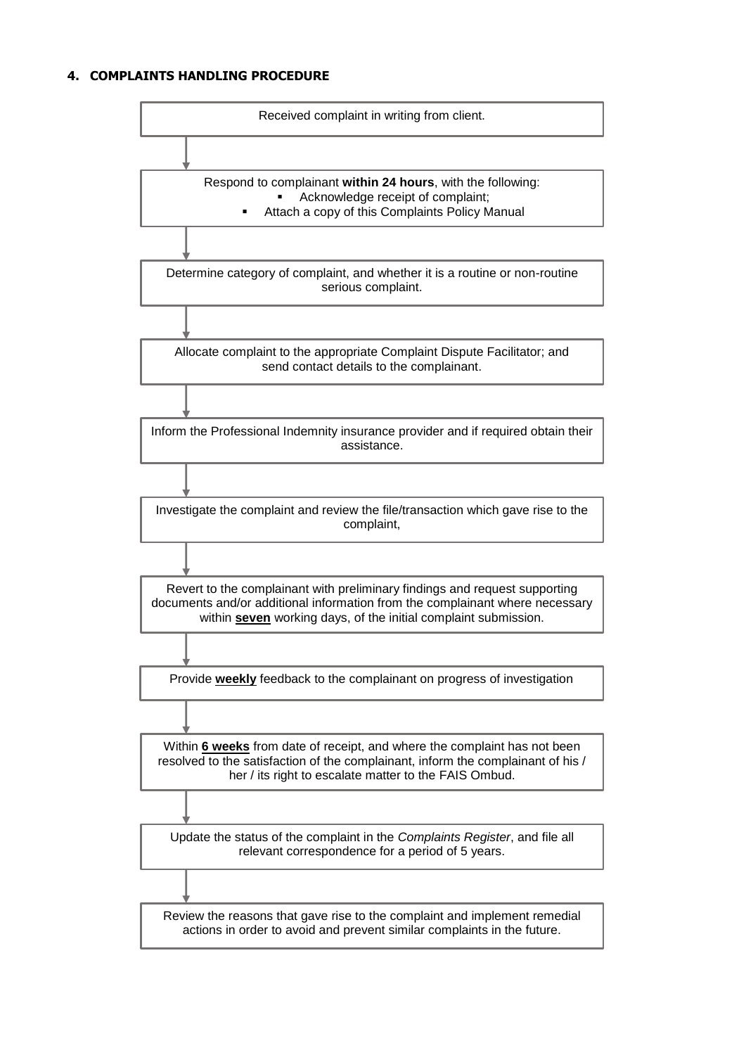## 4. COMPLAINTS HANDLING PROCEDURE

Received complaint in writing from client.

↓

Respond to complainant **within 24 hours**, with the following:

- Acknowledge receipt of complaint;
- Attach a copy of this Complaints Policy Manual

↓

Determine category of complaint, and whether it is a routine or non-routine serious complaint.

↓

Allocate complaint to the appropriate Complaint Dispute Facilitator; and send contact details to the complainant.

↓

Inform the Professional Indemnity insurance provider and if required obtain their assistance.

↓

Investigate the complaint and review the file/transaction which gave rise to the complaint,

↓

Revert to the complainant with preliminary findings and request supporting documents and/or additional information from the complainant where necessary within <u>**seven**</u> working days, of the initial complaint submission.

↓

Provide <u>**weekly**</u> feedback to the complainant on progress of investigation

↓

Within <u>**6 weeks**</u> from date of receipt, and where the complaint has not been resolved to the satisfaction of the complainant, inform the complainant of his / her / its right to escalate matter to the FAIS Ombud.

↓

Update the status of the complaint in the *Complaints Register*, and file all relevant correspondence for a period of 5 years.

↓

Review the reasons that gave rise to the complaint and implement remedial actions in order to avoid and prevent similar complaints in the future.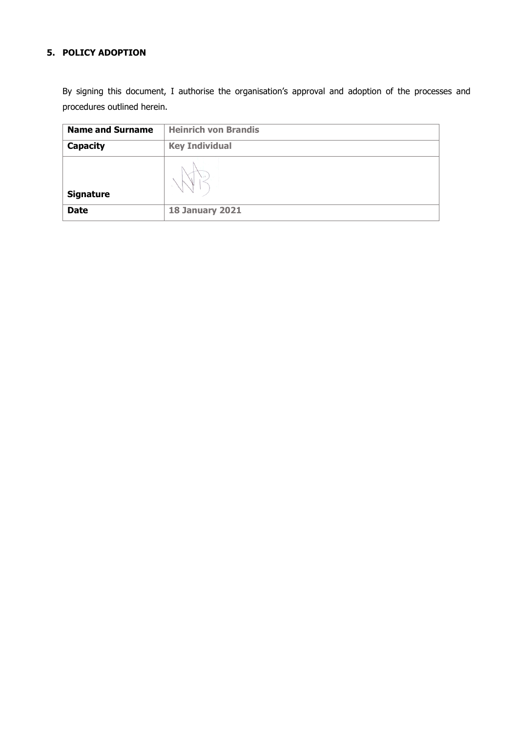## 5. POLICY ADOPTION

By signing this document, I authorise the organisation's approval and adoption of the processes and procedures outlined herein.

| | |
|---|---|
| **Name and Surname** | **Heinrich von Brandis** |
| **Capacity** | **Key Individual** |
| **Signature** | |
| **Date** | **18 January 2021** |